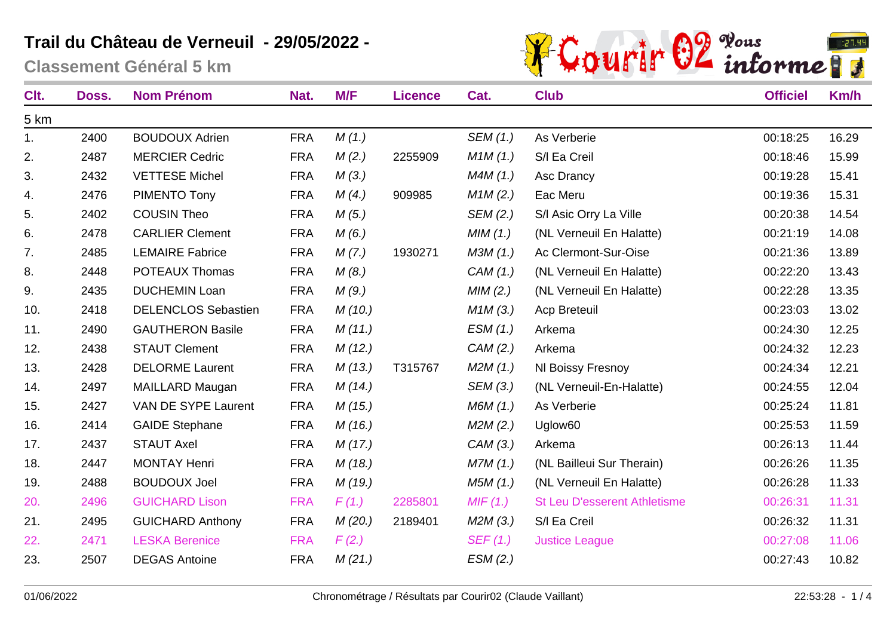# Trail du Château de Verneuil - 29/05/2022 -

## Classement Général 5 km

| Clt. | Doss. | Nom Prénom | Nat. | M/F | Licence | Cat. | Club | Officiel | Km/h |
|---|---|---|---|---|---|---|---|---|---|
| 5 km | | | | | | | | | |
| 1. | 2400 | BOUDOUX Adrien | FRA | *M (1.)* | | *SEM (1.)* | As Verberie | 00:18:25 | 16.29 |
| 2. | 2487 | MERCIER Cedric | FRA | *M (2.)* | 2255909 | *M1M (1.)* | S/l Ea Creil | 00:18:46 | 15.99 |
| 3. | 2432 | VETTESE Michel | FRA | *M (3.)* | | *M4M (1.)* | Asc Drancy | 00:19:28 | 15.41 |
| 4. | 2476 | PIMENTO Tony | FRA | *M (4.)* | 909985 | *M1M (2.)* | Eac Meru | 00:19:36 | 15.31 |
| 5. | 2402 | COUSIN Theo | FRA | *M (5.)* | | *SEM (2.)* | S/l Asic Orry La Ville | 00:20:38 | 14.54 |
| 6. | 2478 | CARLIER Clement | FRA | *M (6.)* | | *MIM (1.)* | (NL Verneuil En Halatte) | 00:21:19 | 14.08 |
| 7. | 2485 | LEMAIRE Fabrice | FRA | *M (7.)* | 1930271 | *M3M (1.)* | Ac Clermont-Sur-Oise | 00:21:36 | 13.89 |
| 8. | 2448 | POTEAUX Thomas | FRA | *M (8.)* | | *CAM (1.)* | (NL Verneuil En Halatte) | 00:22:20 | 13.43 |
| 9. | 2435 | DUCHEMIN Loan | FRA | *M (9.)* | | *MIM (2.)* | (NL Verneuil En Halatte) | 00:22:28 | 13.35 |
| 10. | 2418 | DELENCLOS Sebastien | FRA | *M (10.)* | | *M1M (3.)* | Acp Breteuil | 00:23:03 | 13.02 |
| 11. | 2490 | GAUTHERON Basile | FRA | *M (11.)* | | *ESM (1.)* | Arkema | 00:24:30 | 12.25 |
| 12. | 2438 | STAUT Clement | FRA | *M (12.)* | | *CAM (2.)* | Arkema | 00:24:32 | 12.23 |
| 13. | 2428 | DELORME Laurent | FRA | *M (13.)* | T315767 | *M2M (1.)* | Nl Boissy Fresnoy | 00:24:34 | 12.21 |
| 14. | 2497 | MAILLARD Maugan | FRA | *M (14.)* | | *SEM (3.)* | (NL Verneuil-En-Halatte) | 00:24:55 | 12.04 |
| 15. | 2427 | VAN DE SYPE Laurent | FRA | *M (15.)* | | *M6M (1.)* | As Verberie | 00:25:24 | 11.81 |
| 16. | 2414 | GAIDE Stephane | FRA | *M (16.)* | | *M2M (2.)* | Uglow60 | 00:25:53 | 11.59 |
| 17. | 2437 | STAUT Axel | FRA | *M (17.)* | | *CAM (3.)* | Arkema | 00:26:13 | 11.44 |
| 18. | 2447 | MONTAY Henri | FRA | *M (18.)* | | *M7M (1.)* | (NL Bailleui Sur Therain) | 00:26:26 | 11.35 |
| 19. | 2488 | BOUDOUX Joel | FRA | *M (19.)* | | *M5M (1.)* | (NL Verneuil En Halatte) | 00:26:28 | 11.33 |
| 20. | 2496 | GUICHARD Lison | FRA | *F (1.)* | 2285801 | *MIF (1.)* | St Leu D'esserent Athletisme | 00:26:31 | 11.31 |
| 21. | 2495 | GUICHARD Anthony | FRA | *M (20.)* | 2189401 | *M2M (3.)* | S/l Ea Creil | 00:26:32 | 11.31 |
| 22. | 2471 | LESKA Berenice | FRA | *F (2.)* | | *SEF (1.)* | Justice League | 00:27:08 | 11.06 |
| 23. | 2507 | DEGAS Antoine | FRA | *M (21.)* | | *ESM (2.)* | | 00:27:43 | 10.82 |

01/06/2022 — Chronométrage / Résultats par Courir02 (Claude Vaillant) — 22:53:28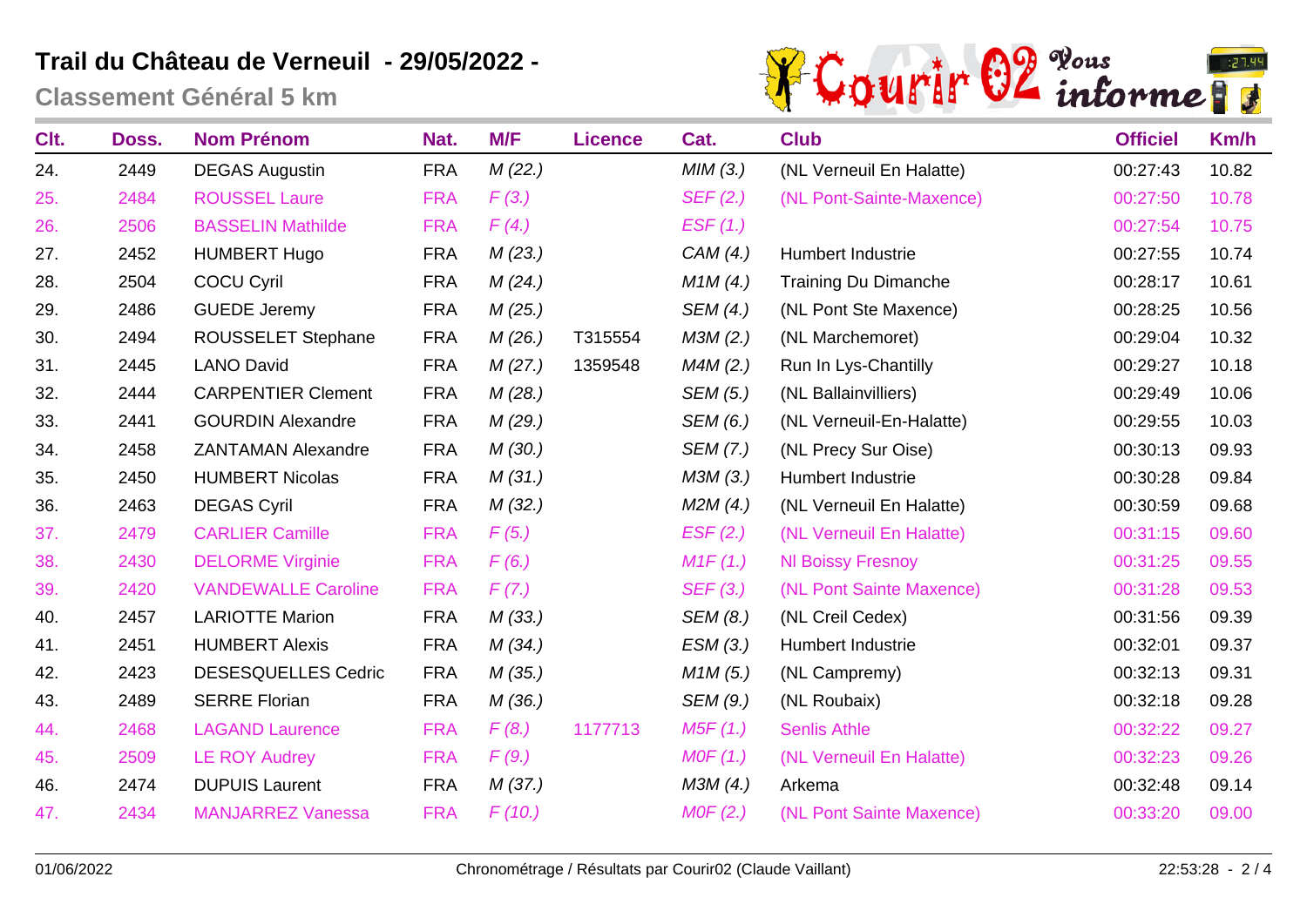# Trail du Château de Verneuil - 29/05/2022 -

## Classement Général 5 km

| Clt. | Doss. | Nom Prénom | Nat. | M/F | Licence | Cat. | Club | Officiel | Km/h |
|---|---|---|---|---|---|---|---|---|---|
| 24. | 2449 | DEGAS Augustin | FRA | *M (22.)* | | *MIM (3.)* | (NL Verneuil En Halatte) | 00:27:43 | 10.82 |
| 25. | 2484 | ROUSSEL Laure | FRA | *F (3.)* | | *SEF (2.)* | (NL Pont-Sainte-Maxence) | 00:27:50 | 10.78 |
| 26. | 2506 | BASSELIN Mathilde | FRA | *F (4.)* | | *ESF (1.)* | | 00:27:54 | 10.75 |
| 27. | 2452 | HUMBERT Hugo | FRA | *M (23.)* | | *CAM (4.)* | Humbert Industrie | 00:27:55 | 10.74 |
| 28. | 2504 | COCU Cyril | FRA | *M (24.)* | | *M1M (4.)* | Training Du Dimanche | 00:28:17 | 10.61 |
| 29. | 2486 | GUEDE Jeremy | FRA | *M (25.)* | | *SEM (4.)* | (NL Pont Ste Maxence) | 00:28:25 | 10.56 |
| 30. | 2494 | ROUSSELET Stephane | FRA | *M (26.)* | T315554 | *M3M (2.)* | (NL Marchemoret) | 00:29:04 | 10.32 |
| 31. | 2445 | LANO David | FRA | *M (27.)* | 1359548 | *M4M (2.)* | Run In Lys-Chantilly | 00:29:27 | 10.18 |
| 32. | 2444 | CARPENTIER Clement | FRA | *M (28.)* | | *SEM (5.)* | (NL Ballainvilliers) | 00:29:49 | 10.06 |
| 33. | 2441 | GOURDIN Alexandre | FRA | *M (29.)* | | *SEM (6.)* | (NL Verneuil-En-Halatte) | 00:29:55 | 10.03 |
| 34. | 2458 | ZANTAMAN Alexandre | FRA | *M (30.)* | | *SEM (7.)* | (NL Precy Sur Oise) | 00:30:13 | 09.93 |
| 35. | 2450 | HUMBERT Nicolas | FRA | *M (31.)* | | *M3M (3.)* | Humbert Industrie | 00:30:28 | 09.84 |
| 36. | 2463 | DEGAS Cyril | FRA | *M (32.)* | | *M2M (4.)* | (NL Verneuil En Halatte) | 00:30:59 | 09.68 |
| 37. | 2479 | CARLIER Camille | FRA | *F (5.)* | | *ESF (2.)* | (NL Verneuil En Halatte) | 00:31:15 | 09.60 |
| 38. | 2430 | DELORME Virginie | FRA | *F (6.)* | | *M1F (1.)* | Nl Boissy Fresnoy | 00:31:25 | 09.55 |
| 39. | 2420 | VANDEWALLE Caroline | FRA | *F (7.)* | | *SEF (3.)* | (NL Pont Sainte Maxence) | 00:31:28 | 09.53 |
| 40. | 2457 | LARIOTTE Marion | FRA | *M (33.)* | | *SEM (8.)* | (NL Creil Cedex) | 00:31:56 | 09.39 |
| 41. | 2451 | HUMBERT Alexis | FRA | *M (34.)* | | *ESM (3.)* | Humbert Industrie | 00:32:01 | 09.37 |
| 42. | 2423 | DESESQUELLES Cedric | FRA | *M (35.)* | | *M1M (5.)* | (NL Campremy) | 00:32:13 | 09.31 |
| 43. | 2489 | SERRE Florian | FRA | *M (36.)* | | *SEM (9.)* | (NL Roubaix) | 00:32:18 | 09.28 |
| 44. | 2468 | LAGAND Laurence | FRA | *F (8.)* | 1177713 | *M5F (1.)* | Senlis Athle | 00:32:22 | 09.27 |
| 45. | 2509 | LE ROY Audrey | FRA | *F (9.)* | | *M0F (1.)* | (NL Verneuil En Halatte) | 00:32:23 | 09.26 |
| 46. | 2474 | DUPUIS Laurent | FRA | *M (37.)* | | *M3M (4.)* | Arkema | 00:32:48 | 09.14 |
| 47. | 2434 | MANJARREZ Vanessa | FRA | *F (10.)* | | *M0F (2.)* | (NL Pont Sainte Maxence) | 00:33:20 | 09.00 |

01/06/2022 Chronométrage / Résultats par Courir02 (Claude Vaillant) 22:53:28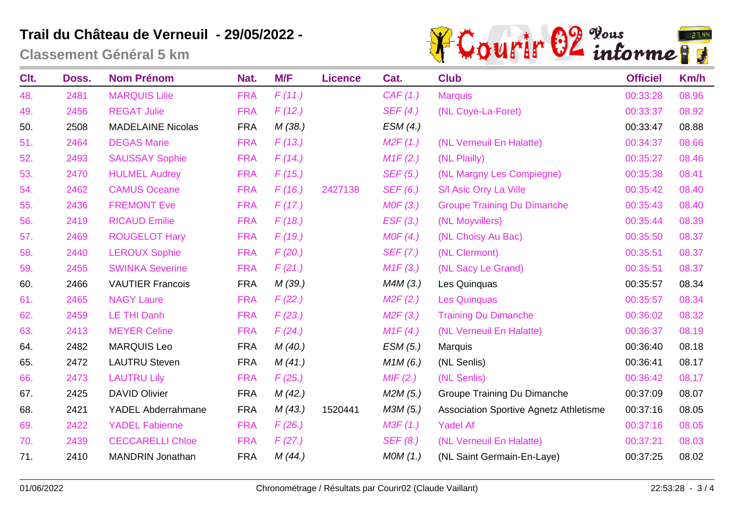# Trail du Château de Verneuil - 29/05/2022 -

## Classement Général 5 km

| Clt. | Doss. | Nom Prénom | Nat. | M/F | Licence | Cat. | Club | Officiel | Km/h |
|---|---|---|---|---|---|---|---|---|---|
| 48. | 2481 | MARQUIS Lilie | FRA | F (11.) | | CAF (1.) | Marquis | 00:33:28 | 08.96 |
| 49. | 2456 | REGAT Julie | FRA | F (12.) | | SEF (4.) | (NL Coye-La-Foret) | 00:33:37 | 08.92 |
| 50. | 2508 | MADELAINE Nicolas | FRA | M (38.) | | ESM (4.) | | 00:33:47 | 08.88 |
| 51. | 2464 | DEGAS Marie | FRA | F (13.) | | M2F (1.) | (NL Verneuil En Halatte) | 00:34:37 | 08.66 |
| 52. | 2493 | SAUSSAY Sophie | FRA | F (14.) | | M1F (2.) | (NL Plailly) | 00:35:27 | 08.46 |
| 53. | 2470 | HULMEL Audrey | FRA | F (15.) | | SEF (5.) | (NL Margny Les Compiegne) | 00:35:38 | 08.41 |
| 54. | 2462 | CAMUS Oceane | FRA | F (16.) | 2427138 | SEF (6.) | S/l Asic Orry La Ville | 00:35:42 | 08.40 |
| 55. | 2436 | FREMONT Eve | FRA | F (17.) | | M0F (3.) | Groupe Training Du Dimanche | 00:35:43 | 08.40 |
| 56. | 2419 | RICAUD Emilie | FRA | F (18.) | | ESF (3.) | (NL Moyvillers) | 00:35:44 | 08.39 |
| 57. | 2469 | ROUGELOT Hary | FRA | F (19.) | | M0F (4.) | (NL Choisy Au Bac) | 00:35:50 | 08.37 |
| 58. | 2440 | LEROUX Sophie | FRA | F (20.) | | SEF (7.) | (NL Clermont) | 00:35:51 | 08.37 |
| 59. | 2455 | SWINKA Severine | FRA | F (21.) | | M1F (3.) | (NL Sacy Le Grand) | 00:35:51 | 08.37 |
| 60. | 2466 | VAUTIER Francois | FRA | M (39.) | | M4M (3.) | Les Quinquas | 00:35:57 | 08.34 |
| 61. | 2465 | NAGY Laure | FRA | F (22.) | | M2F (2.) | Les Quinquas | 00:35:57 | 08.34 |
| 62. | 2459 | LE THI Danh | FRA | F (23.) | | M2F (3.) | Training Du Dimanche | 00:36:02 | 08.32 |
| 63. | 2413 | MEYER Celine | FRA | F (24.) | | M1F (4.) | (NL Verneuil En Halatte) | 00:36:37 | 08.19 |
| 64. | 2482 | MARQUIS Leo | FRA | M (40.) | | ESM (5.) | Marquis | 00:36:40 | 08.18 |
| 65. | 2472 | LAUTRU Steven | FRA | M (41.) | | M1M (6.) | (NL Senlis) | 00:36:41 | 08.17 |
| 66. | 2473 | LAUTRU Lily | FRA | F (25.) | | MIF (2.) | (NL Senlis) | 00:36:42 | 08.17 |
| 67. | 2425 | DAVID Olivier | FRA | M (42.) | | M2M (5.) | Groupe Training Du Dimanche | 00:37:09 | 08.07 |
| 68. | 2421 | YADEL Abderrahmane | FRA | M (43.) | 1520441 | M3M (5.) | Association Sportive Agnetz Athletisme | 00:37:16 | 08.05 |
| 69. | 2422 | YADEL Fabienne | FRA | F (26.) | | M3F (1.) | Yadel Af | 00:37:16 | 08.05 |
| 70. | 2439 | CECCARELLI Chloe | FRA | F (27.) | | SEF (8.) | (NL Verneuil En Halatte) | 00:37:21 | 08.03 |
| 71. | 2410 | MANDRIN Jonathan | FRA | M (44.) | | M0M (1.) | (NL Saint Germain-En-Laye) | 00:37:25 | 08.02 |

01/06/2022 Chronométrage / Résultats par Courir02 (Claude Vaillant) 22:53:28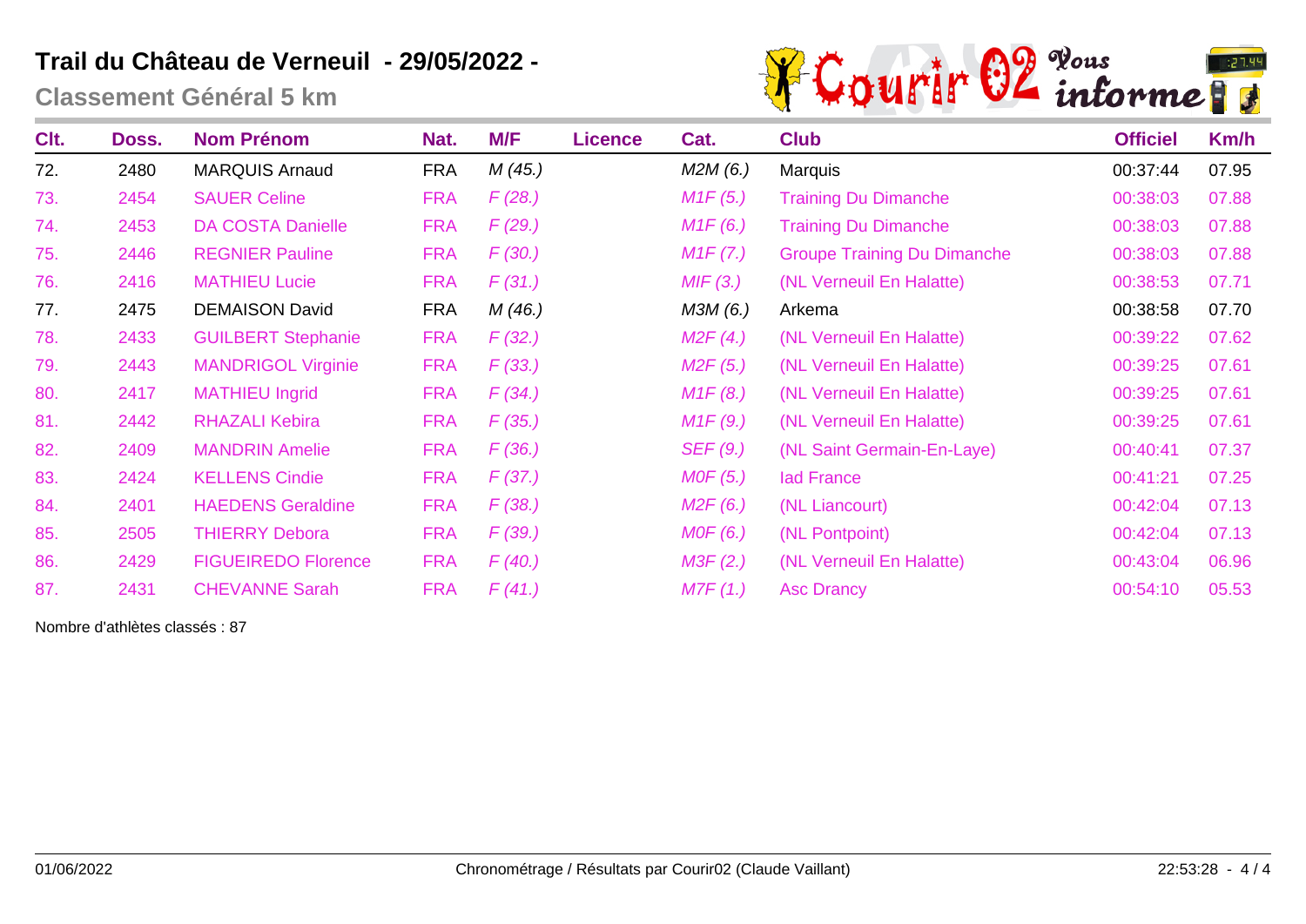# Trail du Château de Verneuil - 29/05/2022 -

## Classement Général 5 km

| Clt. | Doss. | Nom Prénom | Nat. | M/F | Licence | Cat. | Club | Officiel | Km/h |
|---|---|---|---|---|---|---|---|---|---|
| 72. | 2480 | MARQUIS Arnaud | FRA | M (45.) | | M2M (6.) | Marquis | 00:37:44 | 07.95 |
| 73. | 2454 | SAUER Celine | FRA | F (28.) | | M1F (5.) | Training Du Dimanche | 00:38:03 | 07.88 |
| 74. | 2453 | DA COSTA Danielle | FRA | F (29.) | | M1F (6.) | Training Du Dimanche | 00:38:03 | 07.88 |
| 75. | 2446 | REGNIER Pauline | FRA | F (30.) | | M1F (7.) | Groupe Training Du Dimanche | 00:38:03 | 07.88 |
| 76. | 2416 | MATHIEU Lucie | FRA | F (31.) | | MIF (3.) | (NL Verneuil En Halatte) | 00:38:53 | 07.71 |
| 77. | 2475 | DEMAISON David | FRA | M (46.) | | M3M (6.) | Arkema | 00:38:58 | 07.70 |
| 78. | 2433 | GUILBERT Stephanie | FRA | F (32.) | | M2F (4.) | (NL Verneuil En Halatte) | 00:39:22 | 07.62 |
| 79. | 2443 | MANDRIGOL Virginie | FRA | F (33.) | | M2F (5.) | (NL Verneuil En Halatte) | 00:39:25 | 07.61 |
| 80. | 2417 | MATHIEU Ingrid | FRA | F (34.) | | M1F (8.) | (NL Verneuil En Halatte) | 00:39:25 | 07.61 |
| 81. | 2442 | RHAZALI Kebira | FRA | F (35.) | | M1F (9.) | (NL Verneuil En Halatte) | 00:39:25 | 07.61 |
| 82. | 2409 | MANDRIN Amelie | FRA | F (36.) | | SEF (9.) | (NL Saint Germain-En-Laye) | 00:40:41 | 07.37 |
| 83. | 2424 | KELLENS Cindie | FRA | F (37.) | | M0F (5.) | Iad France | 00:41:21 | 07.25 |
| 84. | 2401 | HAEDENS Geraldine | FRA | F (38.) | | M2F (6.) | (NL Liancourt) | 00:42:04 | 07.13 |
| 85. | 2505 | THIERRY Debora | FRA | F (39.) | | M0F (6.) | (NL Pontpoint) | 00:42:04 | 07.13 |
| 86. | 2429 | FIGUEIREDO Florence | FRA | F (40.) | | M3F (2.) | (NL Verneuil En Halatte) | 00:43:04 | 06.96 |
| 87. | 2431 | CHEVANNE Sarah | FRA | F (41.) | | M7F (1.) | Asc Drancy | 00:54:10 | 05.53 |

Nombre d'athlètes classés : 87

01/06/2022 Chronométrage / Résultats par Courir02 (Claude Vaillant) 22:53:28